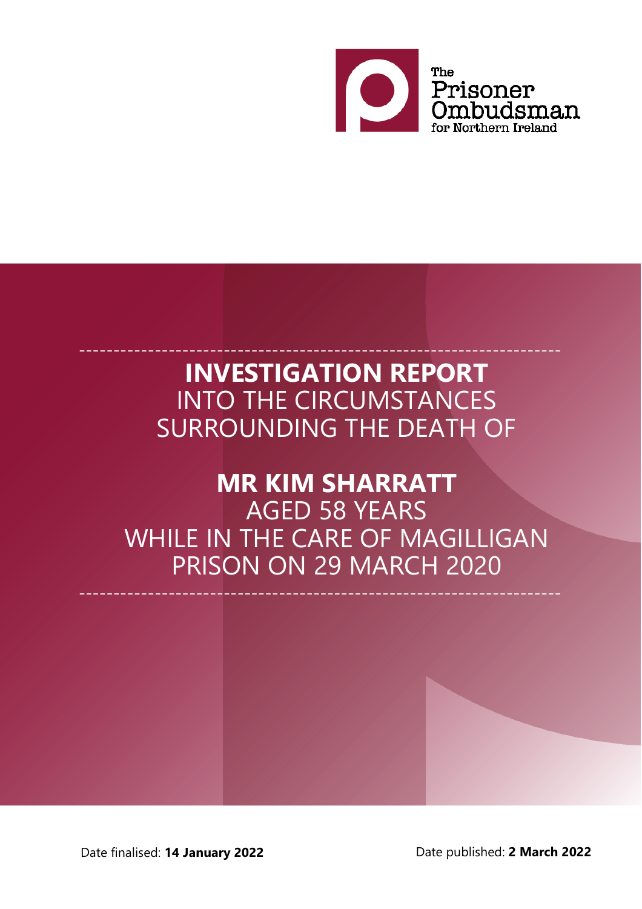The Prisoner Ombudsman for Northern Ireland

# INVESTIGATION REPORT
INTO THE CIRCUMSTANCES SURROUNDING THE DEATH OF

## MR KIM SHARRATT
AGED 58 YEARS
WHILE IN THE CARE OF MAGILLIGAN PRISON ON 29 MARCH 2020

Date finalised: **14 January 2022**

Date published: **2 March 2022**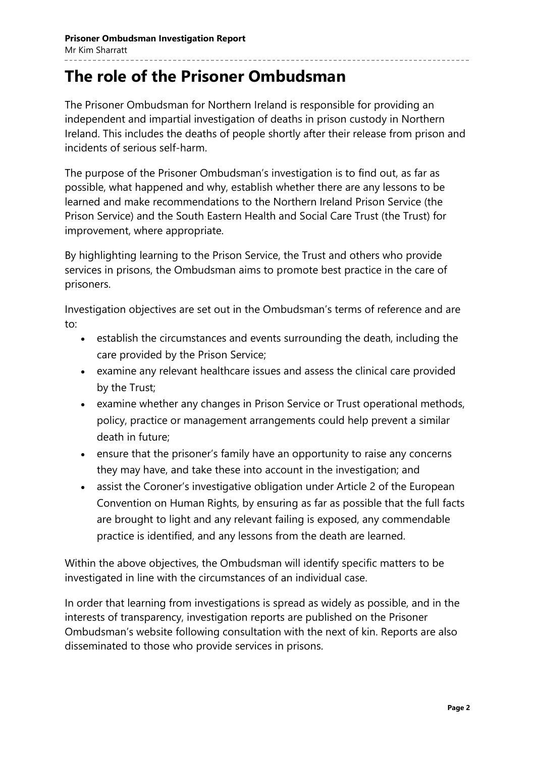# The role of the Prisoner Ombudsman

The Prisoner Ombudsman for Northern Ireland is responsible for providing an independent and impartial investigation of deaths in prison custody in Northern Ireland. This includes the deaths of people shortly after their release from prison and incidents of serious self-harm.

The purpose of the Prisoner Ombudsman's investigation is to find out, as far as possible, what happened and why, establish whether there are any lessons to be learned and make recommendations to the Northern Ireland Prison Service (the Prison Service) and the South Eastern Health and Social Care Trust (the Trust) for improvement, where appropriate.

By highlighting learning to the Prison Service, the Trust and others who provide services in prisons, the Ombudsman aims to promote best practice in the care of prisoners.

Investigation objectives are set out in the Ombudsman's terms of reference and are to:

- establish the circumstances and events surrounding the death, including the care provided by the Prison Service;
- examine any relevant healthcare issues and assess the clinical care provided by the Trust;
- examine whether any changes in Prison Service or Trust operational methods, policy, practice or management arrangements could help prevent a similar death in future;
- ensure that the prisoner's family have an opportunity to raise any concerns they may have, and take these into account in the investigation; and
- assist the Coroner's investigative obligation under Article 2 of the European Convention on Human Rights, by ensuring as far as possible that the full facts are brought to light and any relevant failing is exposed, any commendable practice is identified, and any lessons from the death are learned.

Within the above objectives, the Ombudsman will identify specific matters to be investigated in line with the circumstances of an individual case.

In order that learning from investigations is spread as widely as possible, and in the interests of transparency, investigation reports are published on the Prisoner Ombudsman's website following consultation with the next of kin. Reports are also disseminated to those who provide services in prisons.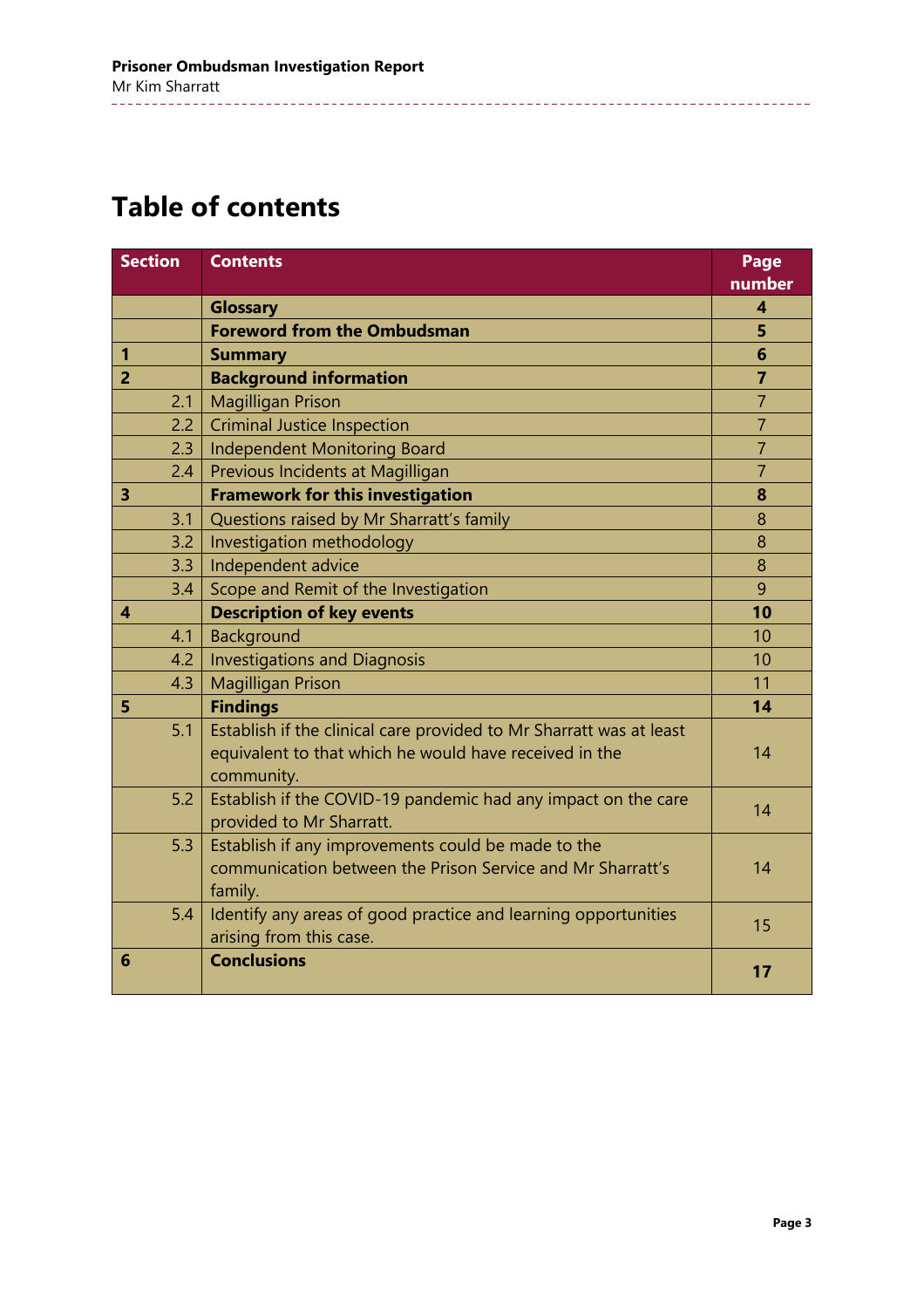# Table of contents

| Section | Contents | Page number |
|---|---|---|
| | **Glossary** | **4** |
| | **Foreword from the Ombudsman** | **5** |
| **1** | **Summary** | **6** |
| **2** | **Background information** | **7** |
| 2.1 | Magilligan Prison | 7 |
| 2.2 | Criminal Justice Inspection | 7 |
| 2.3 | Independent Monitoring Board | 7 |
| 2.4 | Previous Incidents at Magilligan | 7 |
| **3** | **Framework for this investigation** | **8** |
| 3.1 | Questions raised by Mr Sharratt's family | 8 |
| 3.2 | Investigation methodology | 8 |
| 3.3 | Independent advice | 8 |
| 3.4 | Scope and Remit of the Investigation | 9 |
| **4** | **Description of key events** | **10** |
| 4.1 | Background | 10 |
| 4.2 | Investigations and Diagnosis | 10 |
| 4.3 | Magilligan Prison | 11 |
| **5** | **Findings** | **14** |
| 5.1 | Establish if the clinical care provided to Mr Sharratt was at least equivalent to that which he would have received in the community. | 14 |
| 5.2 | Establish if the COVID-19 pandemic had any impact on the care provided to Mr Sharratt. | 14 |
| 5.3 | Establish if any improvements could be made to the communication between the Prison Service and Mr Sharratt's family. | 14 |
| 5.4 | Identify any areas of good practice and learning opportunities arising from this case. | 15 |
| **6** | **Conclusions** | **17** |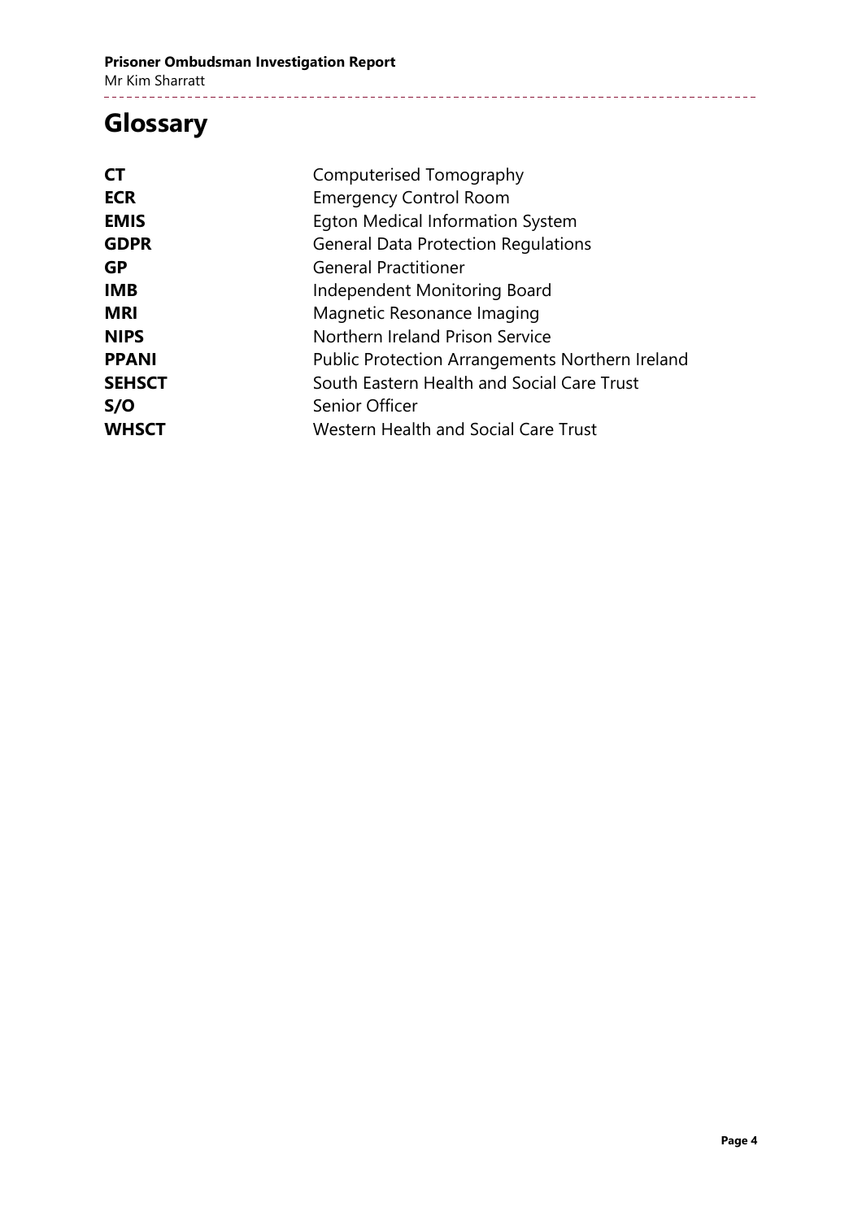# Glossary

| | |
|---|---|
| **CT** | Computerised Tomography |
| **ECR** | Emergency Control Room |
| **EMIS** | Egton Medical Information System |
| **GDPR** | General Data Protection Regulations |
| **GP** | General Practitioner |
| **IMB** | Independent Monitoring Board |
| **MRI** | Magnetic Resonance Imaging |
| **NIPS** | Northern Ireland Prison Service |
| **PPANI** | Public Protection Arrangements Northern Ireland |
| **SEHSCT** | South Eastern Health and Social Care Trust |
| **S/O** | Senior Officer |
| **WHSCT** | Western Health and Social Care Trust |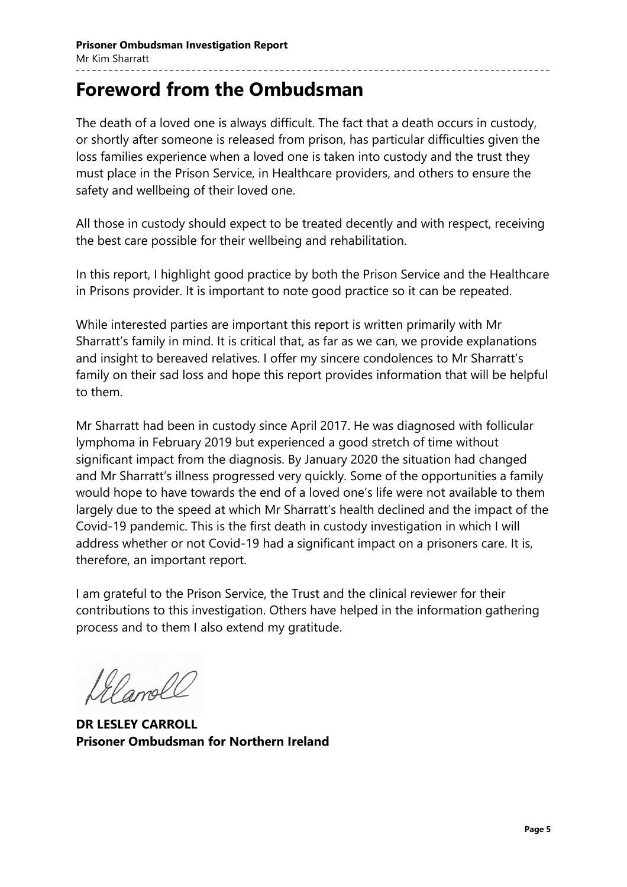# Foreword from the Ombudsman

The death of a loved one is always difficult. The fact that a death occurs in custody, or shortly after someone is released from prison, has particular difficulties given the loss families experience when a loved one is taken into custody and the trust they must place in the Prison Service, in Healthcare providers, and others to ensure the safety and wellbeing of their loved one.

All those in custody should expect to be treated decently and with respect, receiving the best care possible for their wellbeing and rehabilitation.

In this report, I highlight good practice by both the Prison Service and the Healthcare in Prisons provider. It is important to note good practice so it can be repeated.

While interested parties are important this report is written primarily with Mr Sharratt's family in mind. It is critical that, as far as we can, we provide explanations and insight to bereaved relatives. I offer my sincere condolences to Mr Sharratt's family on their sad loss and hope this report provides information that will be helpful to them.

Mr Sharratt had been in custody since April 2017. He was diagnosed with follicular lymphoma in February 2019 but experienced a good stretch of time without significant impact from the diagnosis. By January 2020 the situation had changed and Mr Sharratt's illness progressed very quickly. Some of the opportunities a family would hope to have towards the end of a loved one's life were not available to them largely due to the speed at which Mr Sharratt's health declined and the impact of the Covid-19 pandemic. This is the first death in custody investigation in which I will address whether or not Covid-19 had a significant impact on a prisoners care. It is, therefore, an important report.

I am grateful to the Prison Service, the Trust and the clinical reviewer for their contributions to this investigation. Others have helped in the information gathering process and to them I also extend my gratitude.

**DR LESLEY CARROLL**
**Prisoner Ombudsman for Northern Ireland**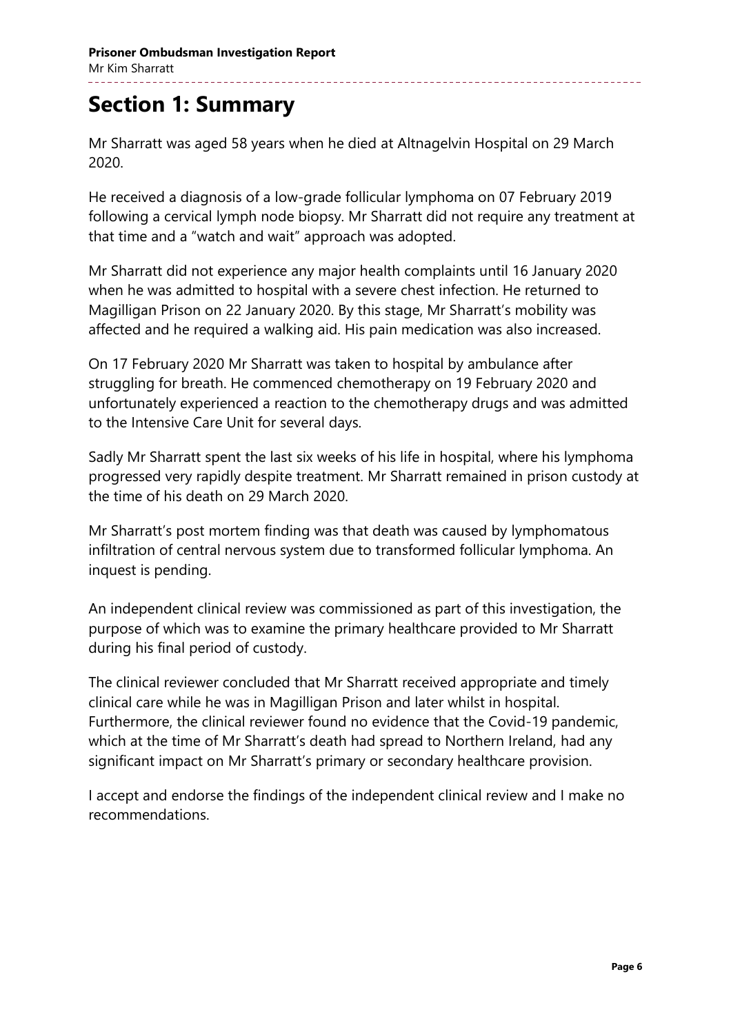# Section 1: Summary

Mr Sharratt was aged 58 years when he died at Altnagelvin Hospital on 29 March 2020.

He received a diagnosis of a low-grade follicular lymphoma on 07 February 2019 following a cervical lymph node biopsy. Mr Sharratt did not require any treatment at that time and a "watch and wait" approach was adopted.

Mr Sharratt did not experience any major health complaints until 16 January 2020 when he was admitted to hospital with a severe chest infection. He returned to Magilligan Prison on 22 January 2020. By this stage, Mr Sharratt's mobility was affected and he required a walking aid. His pain medication was also increased.

On 17 February 2020 Mr Sharratt was taken to hospital by ambulance after struggling for breath. He commenced chemotherapy on 19 February 2020 and unfortunately experienced a reaction to the chemotherapy drugs and was admitted to the Intensive Care Unit for several days.

Sadly Mr Sharratt spent the last six weeks of his life in hospital, where his lymphoma progressed very rapidly despite treatment. Mr Sharratt remained in prison custody at the time of his death on 29 March 2020.

Mr Sharratt's post mortem finding was that death was caused by lymphomatous infiltration of central nervous system due to transformed follicular lymphoma. An inquest is pending.

An independent clinical review was commissioned as part of this investigation, the purpose of which was to examine the primary healthcare provided to Mr Sharratt during his final period of custody.

The clinical reviewer concluded that Mr Sharratt received appropriate and timely clinical care while he was in Magilligan Prison and later whilst in hospital. Furthermore, the clinical reviewer found no evidence that the Covid-19 pandemic, which at the time of Mr Sharratt's death had spread to Northern Ireland, had any significant impact on Mr Sharratt's primary or secondary healthcare provision.

I accept and endorse the findings of the independent clinical review and I make no recommendations.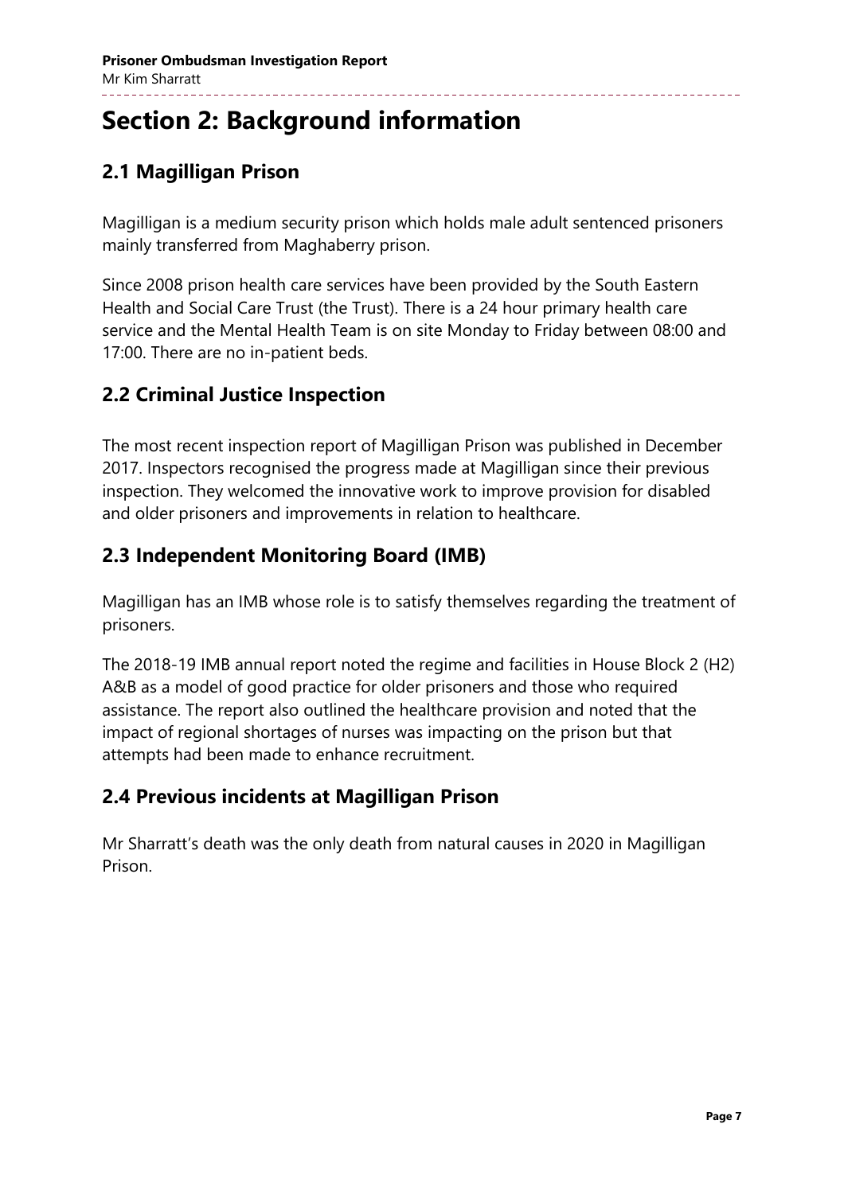# Section 2: Background information

## 2.1 Magilligan Prison

Magilligan is a medium security prison which holds male adult sentenced prisoners mainly transferred from Maghaberry prison.

Since 2008 prison health care services have been provided by the South Eastern Health and Social Care Trust (the Trust). There is a 24 hour primary health care service and the Mental Health Team is on site Monday to Friday between 08:00 and 17:00. There are no in-patient beds.

## 2.2 Criminal Justice Inspection

The most recent inspection report of Magilligan Prison was published in December 2017. Inspectors recognised the progress made at Magilligan since their previous inspection. They welcomed the innovative work to improve provision for disabled and older prisoners and improvements in relation to healthcare.

## 2.3 Independent Monitoring Board (IMB)

Magilligan has an IMB whose role is to satisfy themselves regarding the treatment of prisoners.

The 2018-19 IMB annual report noted the regime and facilities in House Block 2 (H2) A&B as a model of good practice for older prisoners and those who required assistance. The report also outlined the healthcare provision and noted that the impact of regional shortages of nurses was impacting on the prison but that attempts had been made to enhance recruitment.

## 2.4 Previous incidents at Magilligan Prison

Mr Sharratt's death was the only death from natural causes in 2020 in Magilligan Prison.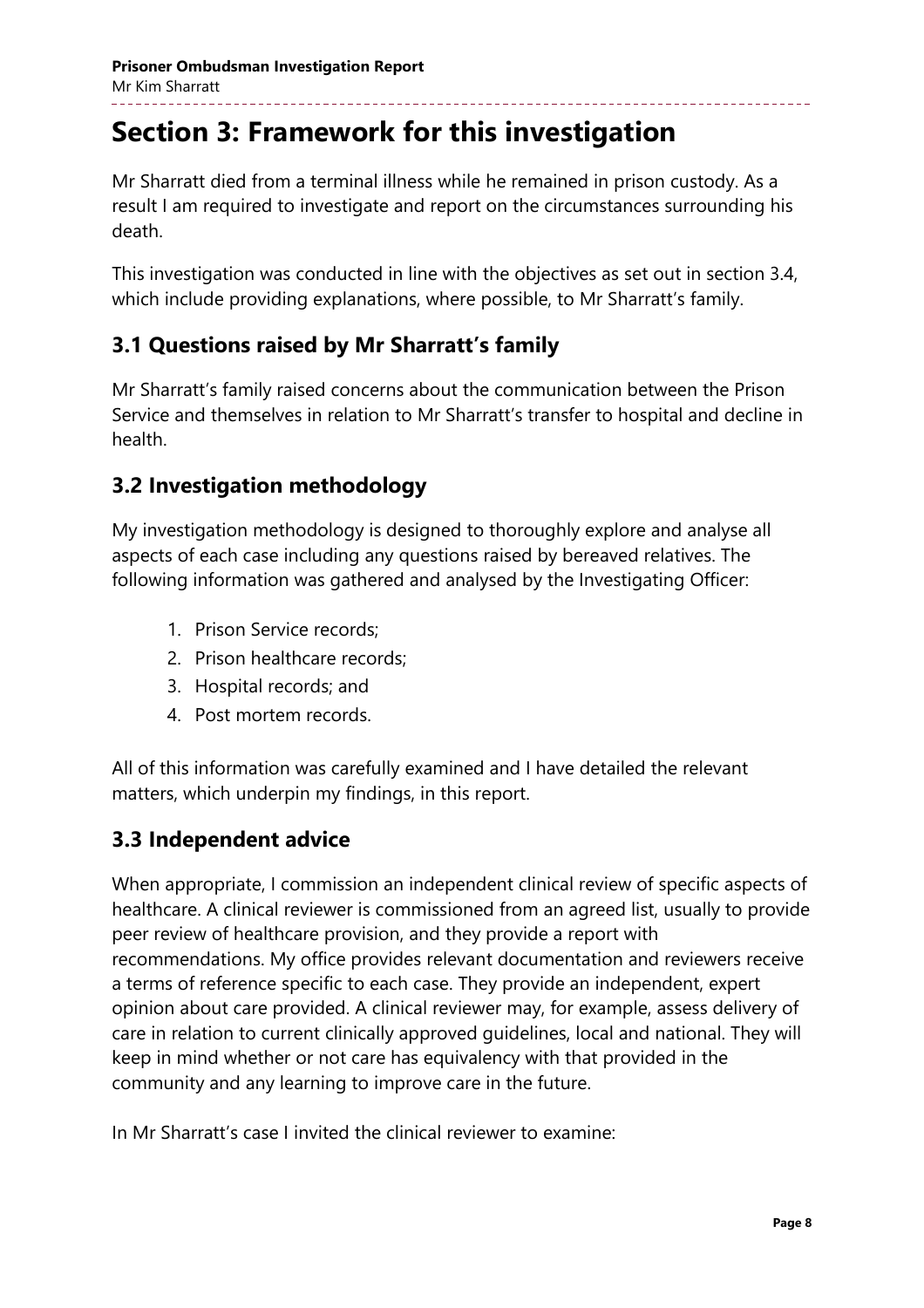# Section 3: Framework for this investigation

Mr Sharratt died from a terminal illness while he remained in prison custody. As a result I am required to investigate and report on the circumstances surrounding his death.

This investigation was conducted in line with the objectives as set out in section 3.4, which include providing explanations, where possible, to Mr Sharratt's family.

## 3.1 Questions raised by Mr Sharratt's family

Mr Sharratt's family raised concerns about the communication between the Prison Service and themselves in relation to Mr Sharratt's transfer to hospital and decline in health.

## 3.2 Investigation methodology

My investigation methodology is designed to thoroughly explore and analyse all aspects of each case including any questions raised by bereaved relatives. The following information was gathered and analysed by the Investigating Officer:

1. Prison Service records;
2. Prison healthcare records;
3. Hospital records; and
4. Post mortem records.

All of this information was carefully examined and I have detailed the relevant matters, which underpin my findings, in this report.

## 3.3 Independent advice

When appropriate, I commission an independent clinical review of specific aspects of healthcare. A clinical reviewer is commissioned from an agreed list, usually to provide peer review of healthcare provision, and they provide a report with recommendations. My office provides relevant documentation and reviewers receive a terms of reference specific to each case. They provide an independent, expert opinion about care provided. A clinical reviewer may, for example, assess delivery of care in relation to current clinically approved guidelines, local and national. They will keep in mind whether or not care has equivalency with that provided in the community and any learning to improve care in the future.

In Mr Sharratt's case I invited the clinical reviewer to examine: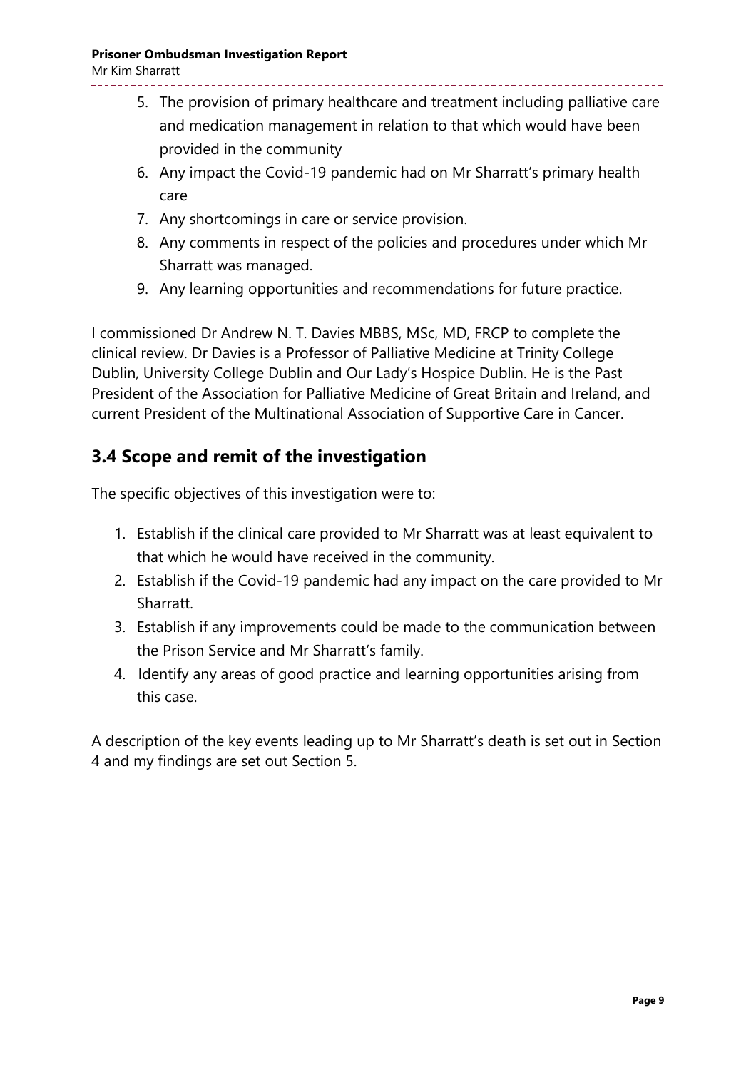5. The provision of primary healthcare and treatment including palliative care and medication management in relation to that which would have been provided in the community
6. Any impact the Covid-19 pandemic had on Mr Sharratt's primary health care
7. Any shortcomings in care or service provision.
8. Any comments in respect of the policies and procedures under which Mr Sharratt was managed.
9. Any learning opportunities and recommendations for future practice.

I commissioned Dr Andrew N. T. Davies MBBS, MSc, MD, FRCP to complete the clinical review. Dr Davies is a Professor of Palliative Medicine at Trinity College Dublin, University College Dublin and Our Lady's Hospice Dublin. He is the Past President of the Association for Palliative Medicine of Great Britain and Ireland, and current President of the Multinational Association of Supportive Care in Cancer.

## 3.4 Scope and remit of the investigation

The specific objectives of this investigation were to:

1. Establish if the clinical care provided to Mr Sharratt was at least equivalent to that which he would have received in the community.
2. Establish if the Covid-19 pandemic had any impact on the care provided to Mr Sharratt.
3. Establish if any improvements could be made to the communication between the Prison Service and Mr Sharratt's family.
4. Identify any areas of good practice and learning opportunities arising from this case.

A description of the key events leading up to Mr Sharratt's death is set out in Section 4 and my findings are set out Section 5.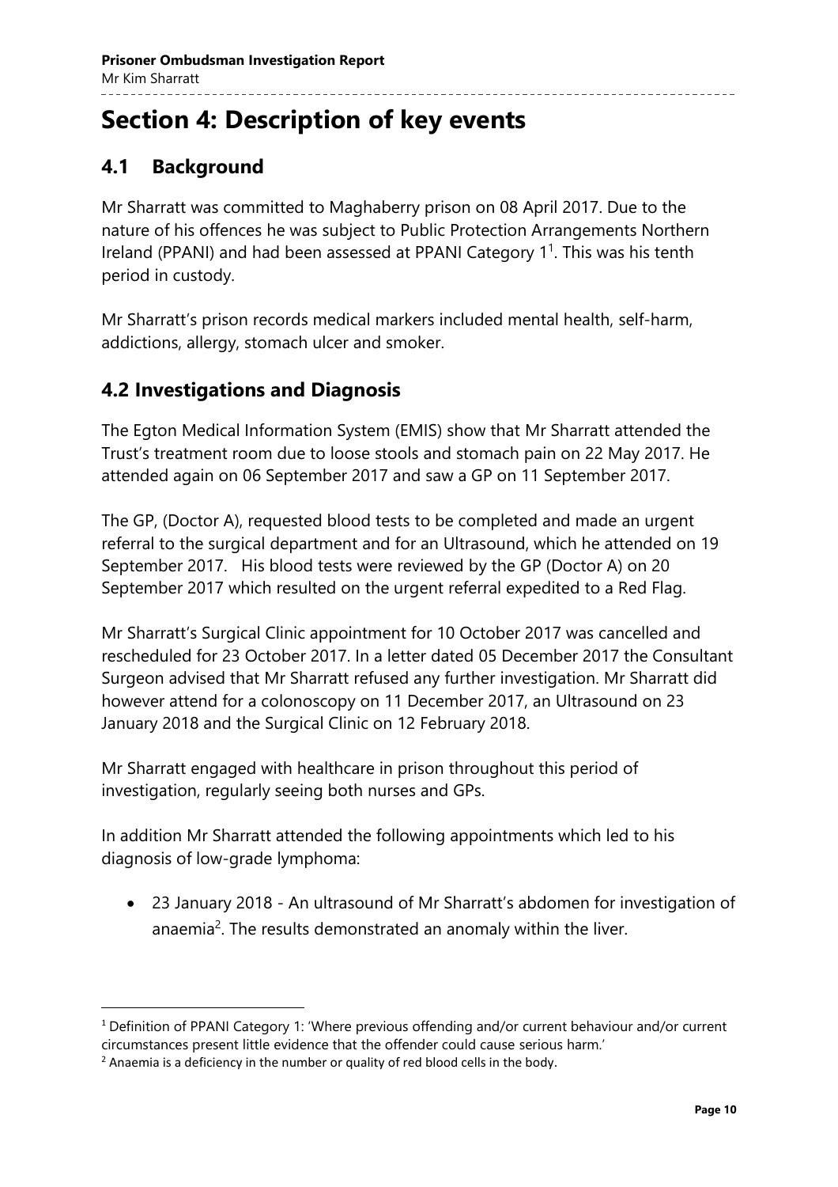# Section 4: Description of key events

## 4.1 Background

Mr Sharratt was committed to Maghaberry prison on 08 April 2017. Due to the nature of his offences he was subject to Public Protection Arrangements Northern Ireland (PPANI) and had been assessed at PPANI Category 1[1]. This was his tenth period in custody.

Mr Sharratt's prison records medical markers included mental health, self-harm, addictions, allergy, stomach ulcer and smoker.

## 4.2 Investigations and Diagnosis

The Egton Medical Information System (EMIS) show that Mr Sharratt attended the Trust's treatment room due to loose stools and stomach pain on 22 May 2017. He attended again on 06 September 2017 and saw a GP on 11 September 2017.

The GP, (Doctor A), requested blood tests to be completed and made an urgent referral to the surgical department and for an Ultrasound, which he attended on 19 September 2017. His blood tests were reviewed by the GP (Doctor A) on 20 September 2017 which resulted on the urgent referral expedited to a Red Flag.

Mr Sharratt's Surgical Clinic appointment for 10 October 2017 was cancelled and rescheduled for 23 October 2017. In a letter dated 05 December 2017 the Consultant Surgeon advised that Mr Sharratt refused any further investigation. Mr Sharratt did however attend for a colonoscopy on 11 December 2017, an Ultrasound on 23 January 2018 and the Surgical Clinic on 12 February 2018.

Mr Sharratt engaged with healthcare in prison throughout this period of investigation, regularly seeing both nurses and GPs.

In addition Mr Sharratt attended the following appointments which led to his diagnosis of low-grade lymphoma:

- 23 January 2018 - An ultrasound of Mr Sharratt's abdomen for investigation of anaemia[2]. The results demonstrated an anomaly within the liver.

---

[1] Definition of PPANI Category 1: 'Where previous offending and/or current behaviour and/or current circumstances present little evidence that the offender could cause serious harm.'

[2] Anaemia is a deficiency in the number or quality of red blood cells in the body.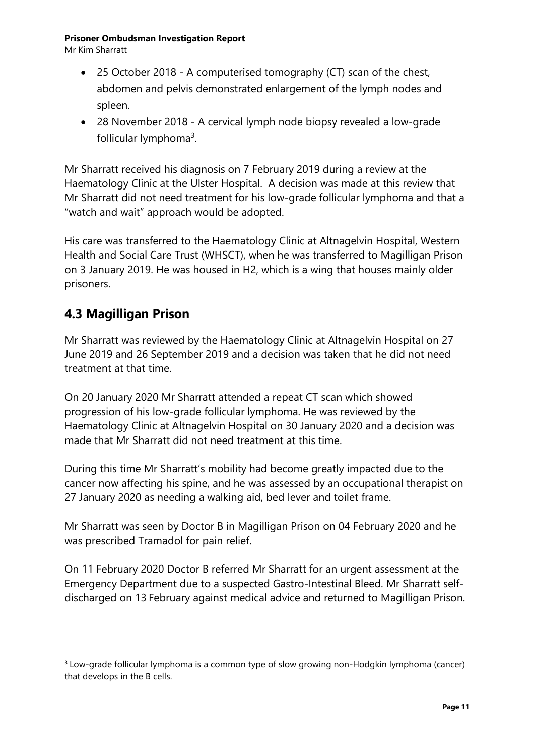- 25 October 2018 - A computerised tomography (CT) scan of the chest, abdomen and pelvis demonstrated enlargement of the lymph nodes and spleen.
- 28 November 2018 - A cervical lymph node biopsy revealed a low-grade follicular lymphoma[3].

Mr Sharratt received his diagnosis on 7 February 2019 during a review at the Haematology Clinic at the Ulster Hospital. A decision was made at this review that Mr Sharratt did not need treatment for his low-grade follicular lymphoma and that a "watch and wait" approach would be adopted.

His care was transferred to the Haematology Clinic at Altnagelvin Hospital, Western Health and Social Care Trust (WHSCT), when he was transferred to Magilligan Prison on 3 January 2019. He was housed in H2, which is a wing that houses mainly older prisoners.

## 4.3 Magilligan Prison

Mr Sharratt was reviewed by the Haematology Clinic at Altnagelvin Hospital on 27 June 2019 and 26 September 2019 and a decision was taken that he did not need treatment at that time.

On 20 January 2020 Mr Sharratt attended a repeat CT scan which showed progression of his low-grade follicular lymphoma. He was reviewed by the Haematology Clinic at Altnagelvin Hospital on 30 January 2020 and a decision was made that Mr Sharratt did not need treatment at this time.

During this time Mr Sharratt's mobility had become greatly impacted due to the cancer now affecting his spine, and he was assessed by an occupational therapist on 27 January 2020 as needing a walking aid, bed lever and toilet frame.

Mr Sharratt was seen by Doctor B in Magilligan Prison on 04 February 2020 and he was prescribed Tramadol for pain relief.

On 11 February 2020 Doctor B referred Mr Sharratt for an urgent assessment at the Emergency Department due to a suspected Gastro-Intestinal Bleed. Mr Sharratt self-discharged on 13 February against medical advice and returned to Magilligan Prison.

---

[3] Low-grade follicular lymphoma is a common type of slow growing non-Hodgkin lymphoma (cancer) that develops in the B cells.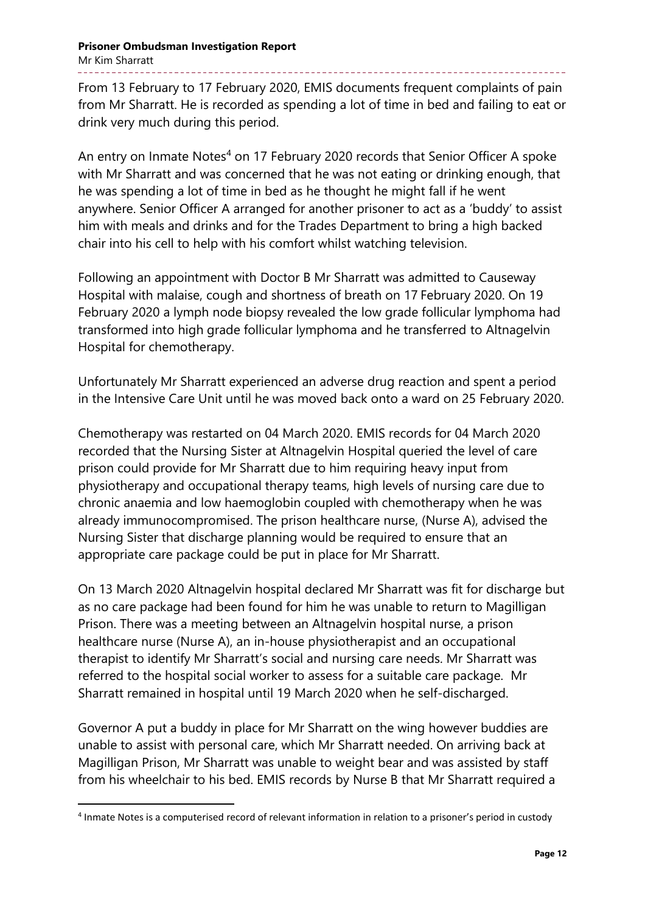From 13 February to 17 February 2020, EMIS documents frequent complaints of pain from Mr Sharratt. He is recorded as spending a lot of time in bed and failing to eat or drink very much during this period.

An entry on Inmate Notes[4] on 17 February 2020 records that Senior Officer A spoke with Mr Sharratt and was concerned that he was not eating or drinking enough, that he was spending a lot of time in bed as he thought he might fall if he went anywhere. Senior Officer A arranged for another prisoner to act as a 'buddy' to assist him with meals and drinks and for the Trades Department to bring a high backed chair into his cell to help with his comfort whilst watching television.

Following an appointment with Doctor B Mr Sharratt was admitted to Causeway Hospital with malaise, cough and shortness of breath on 17 February 2020. On 19 February 2020 a lymph node biopsy revealed the low grade follicular lymphoma had transformed into high grade follicular lymphoma and he transferred to Altnagelvin Hospital for chemotherapy.

Unfortunately Mr Sharratt experienced an adverse drug reaction and spent a period in the Intensive Care Unit until he was moved back onto a ward on 25 February 2020.

Chemotherapy was restarted on 04 March 2020. EMIS records for 04 March 2020 recorded that the Nursing Sister at Altnagelvin Hospital queried the level of care prison could provide for Mr Sharratt due to him requiring heavy input from physiotherapy and occupational therapy teams, high levels of nursing care due to chronic anaemia and low haemoglobin coupled with chemotherapy when he was already immunocompromised. The prison healthcare nurse, (Nurse A), advised the Nursing Sister that discharge planning would be required to ensure that an appropriate care package could be put in place for Mr Sharratt.

On 13 March 2020 Altnagelvin hospital declared Mr Sharratt was fit for discharge but as no care package had been found for him he was unable to return to Magilligan Prison. There was a meeting between an Altnagelvin hospital nurse, a prison healthcare nurse (Nurse A), an in-house physiotherapist and an occupational therapist to identify Mr Sharratt's social and nursing care needs. Mr Sharratt was referred to the hospital social worker to assess for a suitable care package. Mr Sharratt remained in hospital until 19 March 2020 when he self-discharged.

Governor A put a buddy in place for Mr Sharratt on the wing however buddies are unable to assist with personal care, which Mr Sharratt needed. On arriving back at Magilligan Prison, Mr Sharratt was unable to weight bear and was assisted by staff from his wheelchair to his bed. EMIS records by Nurse B that Mr Sharratt required a

[4] Inmate Notes is a computerised record of relevant information in relation to a prisoner's period in custody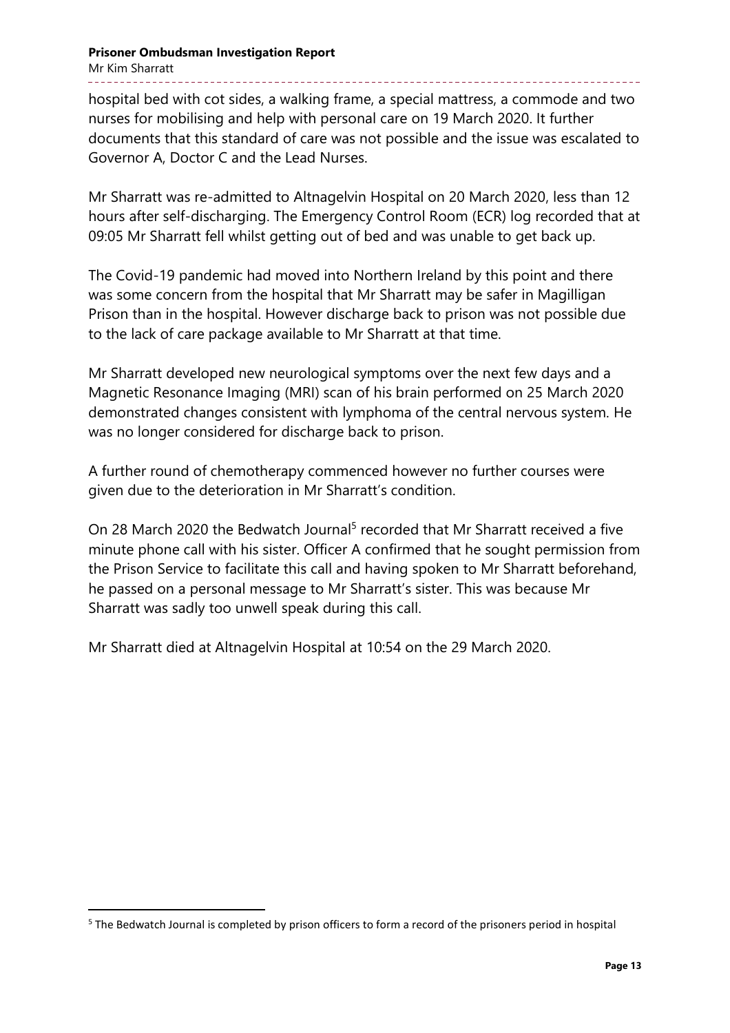hospital bed with cot sides, a walking frame, a special mattress, a commode and two nurses for mobilising and help with personal care on 19 March 2020. It further documents that this standard of care was not possible and the issue was escalated to Governor A, Doctor C and the Lead Nurses.

Mr Sharratt was re-admitted to Altnagelvin Hospital on 20 March 2020, less than 12 hours after self-discharging. The Emergency Control Room (ECR) log recorded that at 09:05 Mr Sharratt fell whilst getting out of bed and was unable to get back up.

The Covid-19 pandemic had moved into Northern Ireland by this point and there was some concern from the hospital that Mr Sharratt may be safer in Magilligan Prison than in the hospital. However discharge back to prison was not possible due to the lack of care package available to Mr Sharratt at that time.

Mr Sharratt developed new neurological symptoms over the next few days and a Magnetic Resonance Imaging (MRI) scan of his brain performed on 25 March 2020 demonstrated changes consistent with lymphoma of the central nervous system. He was no longer considered for discharge back to prison.

A further round of chemotherapy commenced however no further courses were given due to the deterioration in Mr Sharratt's condition.

On 28 March 2020 the Bedwatch Journal[5] recorded that Mr Sharratt received a five minute phone call with his sister. Officer A confirmed that he sought permission from the Prison Service to facilitate this call and having spoken to Mr Sharratt beforehand, he passed on a personal message to Mr Sharratt's sister. This was because Mr Sharratt was sadly too unwell speak during this call.

Mr Sharratt died at Altnagelvin Hospital at 10:54 on the 29 March 2020.

[5] The Bedwatch Journal is completed by prison officers to form a record of the prisoners period in hospital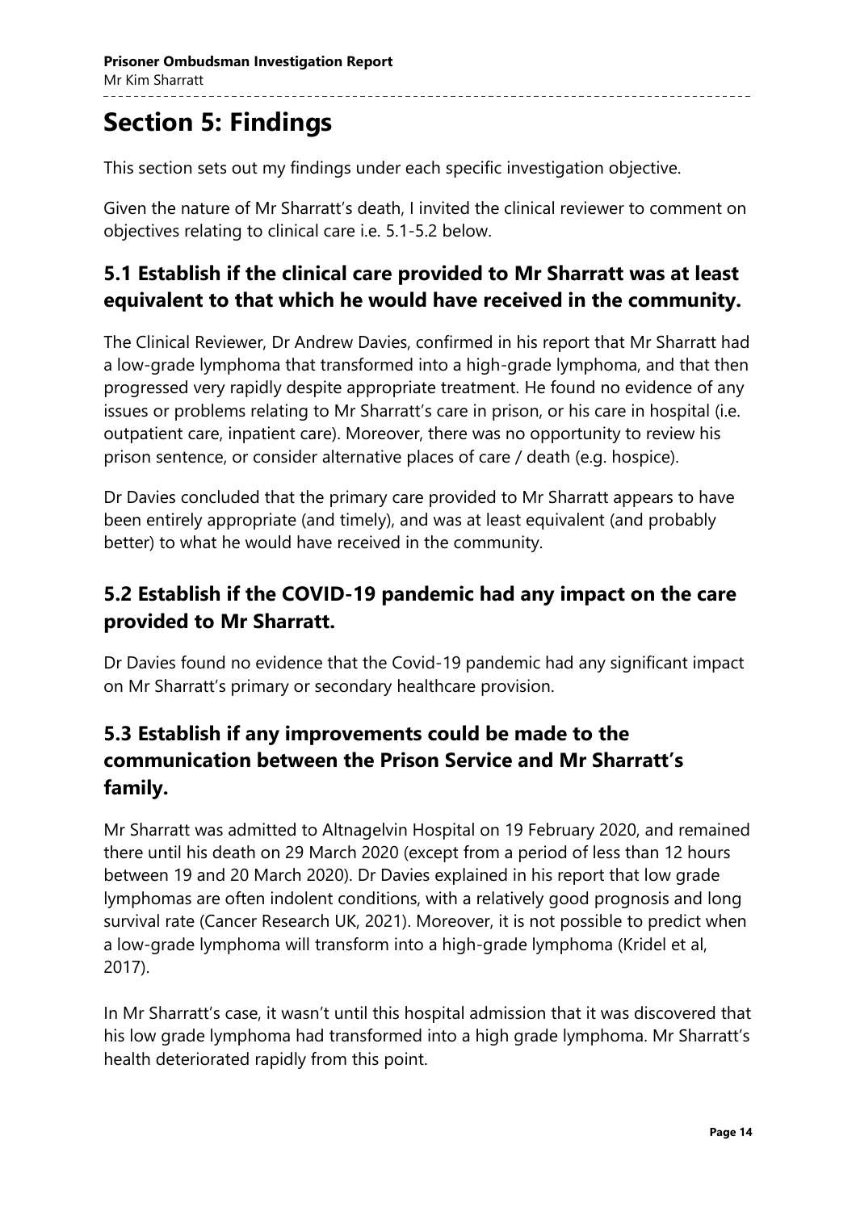# Section 5: Findings

This section sets out my findings under each specific investigation objective.

Given the nature of Mr Sharratt's death, I invited the clinical reviewer to comment on objectives relating to clinical care i.e. 5.1-5.2 below.

## 5.1 Establish if the clinical care provided to Mr Sharratt was at least equivalent to that which he would have received in the community.

The Clinical Reviewer, Dr Andrew Davies, confirmed in his report that Mr Sharratt had a low-grade lymphoma that transformed into a high-grade lymphoma, and that then progressed very rapidly despite appropriate treatment. He found no evidence of any issues or problems relating to Mr Sharratt's care in prison, or his care in hospital (i.e. outpatient care, inpatient care). Moreover, there was no opportunity to review his prison sentence, or consider alternative places of care / death (e.g. hospice).

Dr Davies concluded that the primary care provided to Mr Sharratt appears to have been entirely appropriate (and timely), and was at least equivalent (and probably better) to what he would have received in the community.

## 5.2 Establish if the COVID-19 pandemic had any impact on the care provided to Mr Sharratt.

Dr Davies found no evidence that the Covid-19 pandemic had any significant impact on Mr Sharratt's primary or secondary healthcare provision.

## 5.3 Establish if any improvements could be made to the communication between the Prison Service and Mr Sharratt's family.

Mr Sharratt was admitted to Altnagelvin Hospital on 19 February 2020, and remained there until his death on 29 March 2020 (except from a period of less than 12 hours between 19 and 20 March 2020). Dr Davies explained in his report that low grade lymphomas are often indolent conditions, with a relatively good prognosis and long survival rate (Cancer Research UK, 2021). Moreover, it is not possible to predict when a low-grade lymphoma will transform into a high-grade lymphoma (Kridel et al, 2017).

In Mr Sharratt's case, it wasn't until this hospital admission that it was discovered that his low grade lymphoma had transformed into a high grade lymphoma. Mr Sharratt's health deteriorated rapidly from this point.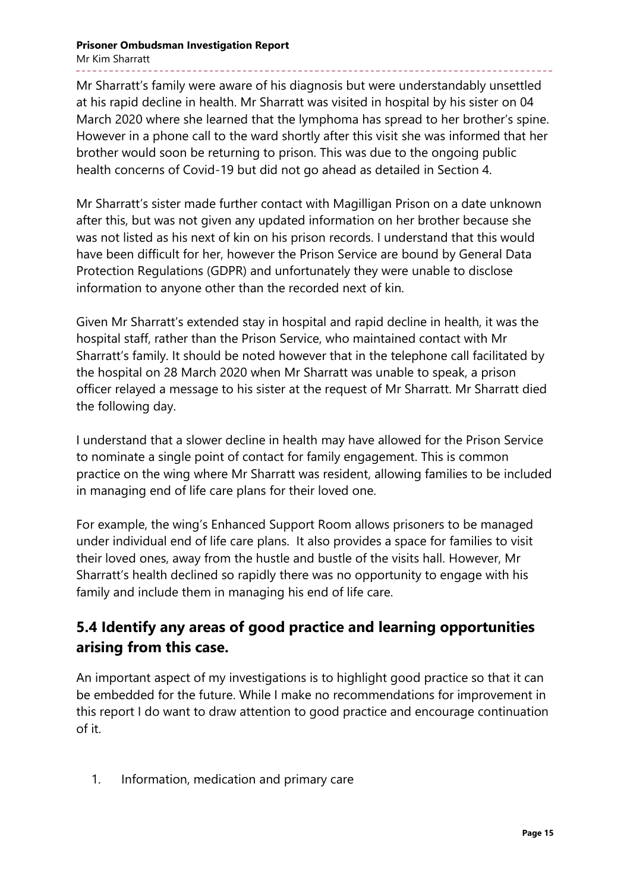Mr Sharratt's family were aware of his diagnosis but were understandably unsettled at his rapid decline in health. Mr Sharratt was visited in hospital by his sister on 04 March 2020 where she learned that the lymphoma has spread to her brother's spine. However in a phone call to the ward shortly after this visit she was informed that her brother would soon be returning to prison. This was due to the ongoing public health concerns of Covid-19 but did not go ahead as detailed in Section 4.

Mr Sharratt's sister made further contact with Magilligan Prison on a date unknown after this, but was not given any updated information on her brother because she was not listed as his next of kin on his prison records. I understand that this would have been difficult for her, however the Prison Service are bound by General Data Protection Regulations (GDPR) and unfortunately they were unable to disclose information to anyone other than the recorded next of kin.

Given Mr Sharratt's extended stay in hospital and rapid decline in health, it was the hospital staff, rather than the Prison Service, who maintained contact with Mr Sharratt's family. It should be noted however that in the telephone call facilitated by the hospital on 28 March 2020 when Mr Sharratt was unable to speak, a prison officer relayed a message to his sister at the request of Mr Sharratt. Mr Sharratt died the following day.

I understand that a slower decline in health may have allowed for the Prison Service to nominate a single point of contact for family engagement. This is common practice on the wing where Mr Sharratt was resident, allowing families to be included in managing end of life care plans for their loved one.

For example, the wing's Enhanced Support Room allows prisoners to be managed under individual end of life care plans. It also provides a space for families to visit their loved ones, away from the hustle and bustle of the visits hall. However, Mr Sharratt's health declined so rapidly there was no opportunity to engage with his family and include them in managing his end of life care.

## 5.4 Identify any areas of good practice and learning opportunities arising from this case.

An important aspect of my investigations is to highlight good practice so that it can be embedded for the future. While I make no recommendations for improvement in this report I do want to draw attention to good practice and encourage continuation of it.

1. Information, medication and primary care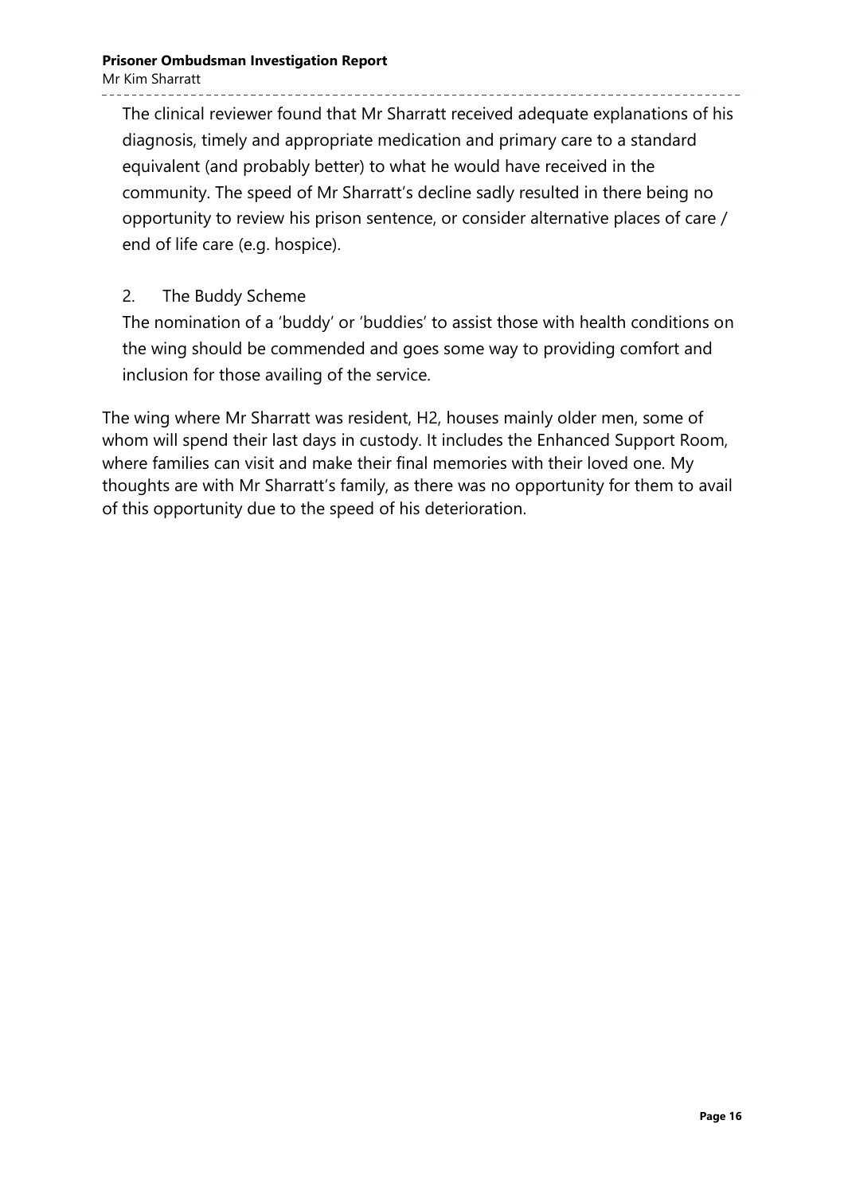The clinical reviewer found that Mr Sharratt received adequate explanations of his diagnosis, timely and appropriate medication and primary care to a standard equivalent (and probably better) to what he would have received in the community. The speed of Mr Sharratt's decline sadly resulted in there being no opportunity to review his prison sentence, or consider alternative places of care / end of life care (e.g. hospice).

2. The Buddy Scheme

The nomination of a 'buddy' or 'buddies' to assist those with health conditions on the wing should be commended and goes some way to providing comfort and inclusion for those availing of the service.

The wing where Mr Sharratt was resident, H2, houses mainly older men, some of whom will spend their last days in custody. It includes the Enhanced Support Room, where families can visit and make their final memories with their loved one. My thoughts are with Mr Sharratt's family, as there was no opportunity for them to avail of this opportunity due to the speed of his deterioration.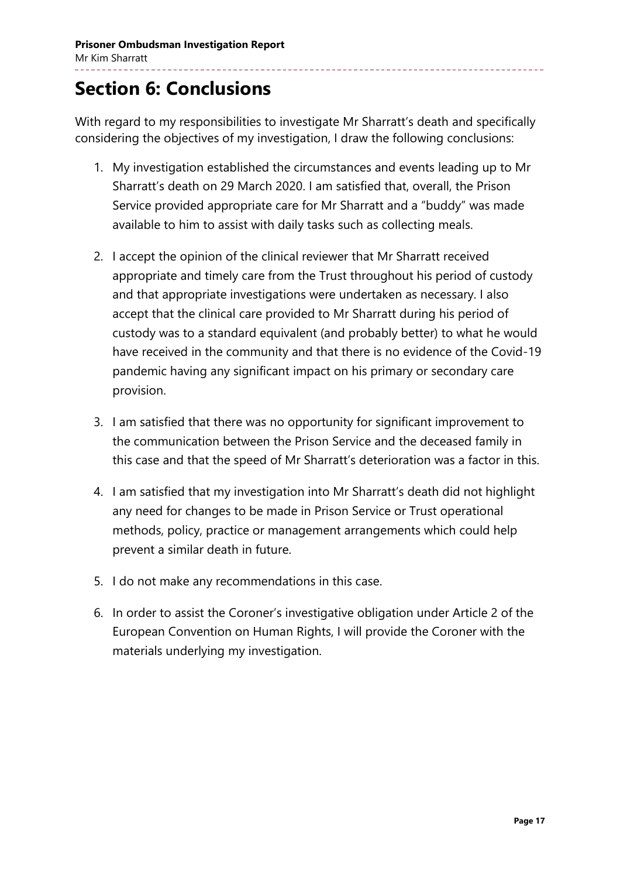# Section 6: Conclusions

With regard to my responsibilities to investigate Mr Sharratt's death and specifically considering the objectives of my investigation, I draw the following conclusions:

1. My investigation established the circumstances and events leading up to Mr Sharratt's death on 29 March 2020. I am satisfied that, overall, the Prison Service provided appropriate care for Mr Sharratt and a "buddy" was made available to him to assist with daily tasks such as collecting meals.

2. I accept the opinion of the clinical reviewer that Mr Sharratt received appropriate and timely care from the Trust throughout his period of custody and that appropriate investigations were undertaken as necessary. I also accept that the clinical care provided to Mr Sharratt during his period of custody was to a standard equivalent (and probably better) to what he would have received in the community and that there is no evidence of the Covid-19 pandemic having any significant impact on his primary or secondary care provision.

3. I am satisfied that there was no opportunity for significant improvement to the communication between the Prison Service and the deceased family in this case and that the speed of Mr Sharratt's deterioration was a factor in this.

4. I am satisfied that my investigation into Mr Sharratt's death did not highlight any need for changes to be made in Prison Service or Trust operational methods, policy, practice or management arrangements which could help prevent a similar death in future.

5. I do not make any recommendations in this case.

6. In order to assist the Coroner's investigative obligation under Article 2 of the European Convention on Human Rights, I will provide the Coroner with the materials underlying my investigation.